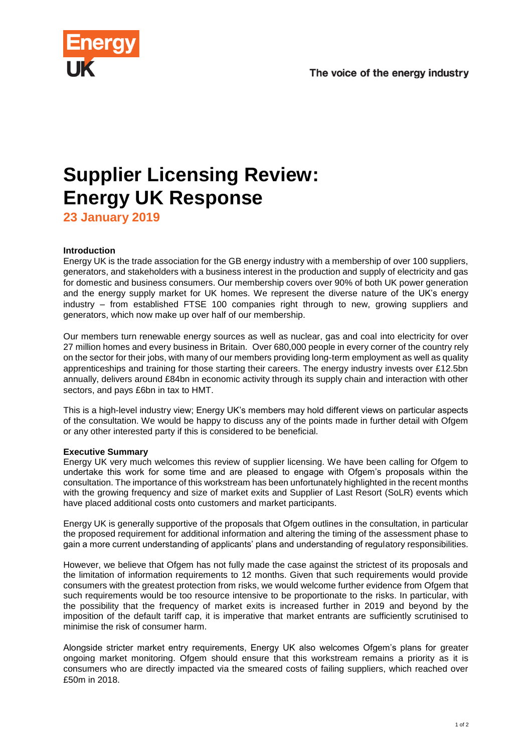# Supplier Licensing Review: Energy UK Response

**23 January 2019**

**Introduction**

Energy UK is the trade association for the GB energy industry with a membership of over 100 suppliers, generators, and stakeholders with a business interest in the production and supply of electricity and gas for domestic and business consumers. Our membership covers over 90% of both UK power generation and the energy supply market for UK homes. We represent the diverse nature of the UK's energy industry – from established FTSE 100 companies right through to new, growing suppliers and generators, which now make up over half of our membership.

Our members turn renewable energy sources as well as nuclear, gas and coal into electricity for over 27 million homes and every business in Britain. Over 680,000 people in every corner of the country rely on the sector for their jobs, with many of our members providing long-term employment as well as quality apprenticeships and training for those starting their careers. The energy industry invests over £12.5bn annually, delivers around £84bn in economic activity through its supply chain and interaction with other sectors, and pays £6bn in tax to HMT.

This is a high-level industry view; Energy UK's members may hold different views on particular aspects of the consultation. We would be happy to discuss any of the points made in further detail with Ofgem or any other interested party if this is considered to be beneficial.

**Executive Summary**

Energy UK very much welcomes this review of supplier licensing. We have been calling for Ofgem to undertake this work for some time and are pleased to engage with Ofgem's proposals within the consultation. The importance of this workstream has been unfortunately highlighted in the recent months with the growing frequency and size of market exits and Supplier of Last Resort (SoLR) events which have placed additional costs onto customers and market participants.

Energy UK is generally supportive of the proposals that Ofgem outlines in the consultation, in particular the proposed requirement for additional information and altering the timing of the assessment phase to gain a more current understanding of applicants' plans and understanding of regulatory responsibilities.

However, we believe that Ofgem has not fully made the case against the strictest of its proposals and the limitation of information requirements to 12 months. Given that such requirements would provide consumers with the greatest protection from risks, we would welcome further evidence from Ofgem that such requirements would be too resource intensive to be proportionate to the risks. In particular, with the possibility that the frequency of market exits is increased further in 2019 and beyond by the imposition of the default tariff cap, it is imperative that market entrants are sufficiently scrutinised to minimise the risk of consumer harm.

Alongside stricter market entry requirements, Energy UK also welcomes Ofgem's plans for greater ongoing market monitoring. Ofgem should ensure that this workstream remains a priority as it is consumers who are directly impacted via the smeared costs of failing suppliers, which reached over £50m in 2018.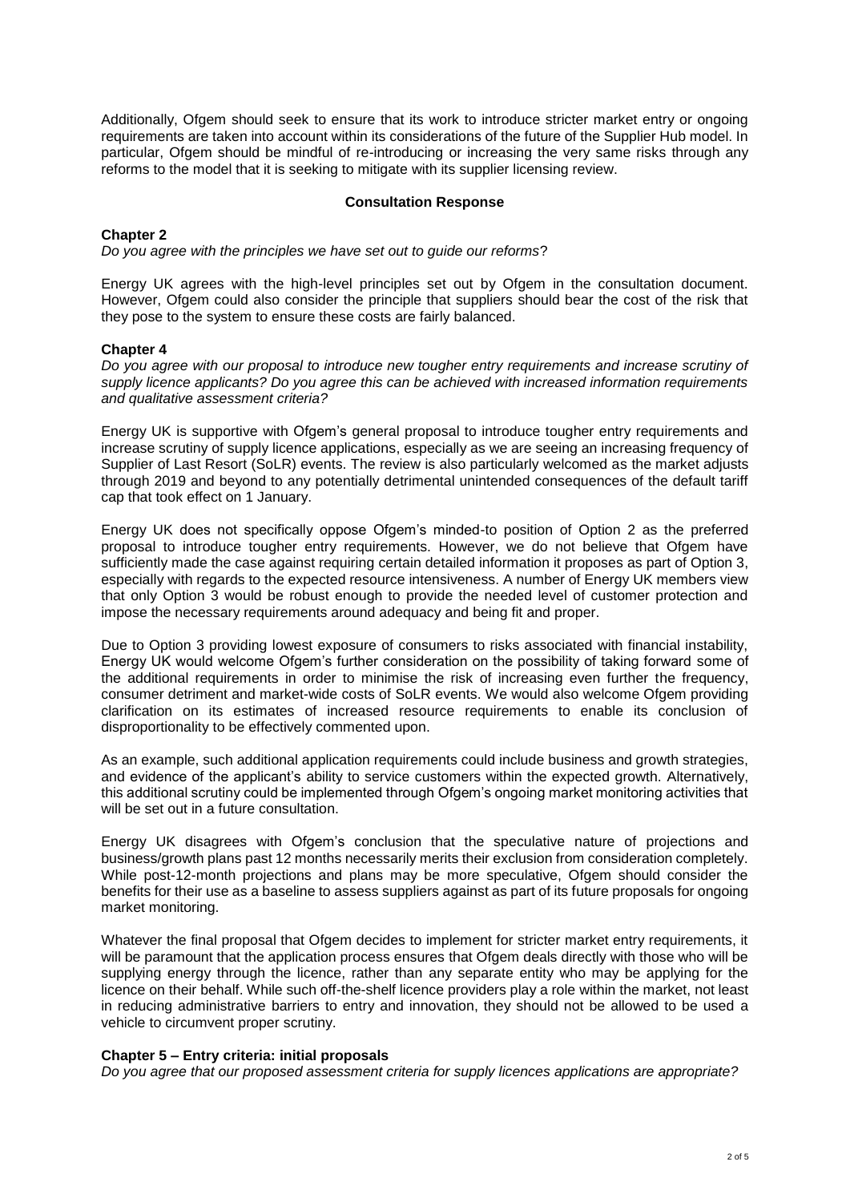Additionally, Ofgem should seek to ensure that its work to introduce stricter market entry or ongoing requirements are taken into account within its considerations of the future of the Supplier Hub model. In particular, Ofgem should be mindful of re-introducing or increasing the very same risks through any reforms to the model that it is seeking to mitigate with its supplier licensing review.

## Consultation Response

### Chapter 2

*Do you agree with the principles we have set out to guide our reforms*?

Energy UK agrees with the high-level principles set out by Ofgem in the consultation document. However, Ofgem could also consider the principle that suppliers should bear the cost of the risk that they pose to the system to ensure these costs are fairly balanced.

### Chapter 4

*Do you agree with our proposal to introduce new tougher entry requirements and increase scrutiny of supply licence applicants? Do you agree this can be achieved with increased information requirements and qualitative assessment criteria?*

Energy UK is supportive with Ofgem's general proposal to introduce tougher entry requirements and increase scrutiny of supply licence applications, especially as we are seeing an increasing frequency of Supplier of Last Resort (SoLR) events. The review is also particularly welcomed as the market adjusts through 2019 and beyond to any potentially detrimental unintended consequences of the default tariff cap that took effect on 1 January.

Energy UK does not specifically oppose Ofgem's minded-to position of Option 2 as the preferred proposal to introduce tougher entry requirements. However, we do not believe that Ofgem have sufficiently made the case against requiring certain detailed information it proposes as part of Option 3, especially with regards to the expected resource intensiveness. A number of Energy UK members view that only Option 3 would be robust enough to provide the needed level of customer protection and impose the necessary requirements around adequacy and being fit and proper.

Due to Option 3 providing lowest exposure of consumers to risks associated with financial instability, Energy UK would welcome Ofgem's further consideration on the possibility of taking forward some of the additional requirements in order to minimise the risk of increasing even further the frequency, consumer detriment and market-wide costs of SoLR events. We would also welcome Ofgem providing clarification on its estimates of increased resource requirements to enable its conclusion of disproportionality to be effectively commented upon.

As an example, such additional application requirements could include business and growth strategies, and evidence of the applicant's ability to service customers within the expected growth. Alternatively, this additional scrutiny could be implemented through Ofgem's ongoing market monitoring activities that will be set out in a future consultation.

Energy UK disagrees with Ofgem's conclusion that the speculative nature of projections and business/growth plans past 12 months necessarily merits their exclusion from consideration completely. While post-12-month projections and plans may be more speculative, Ofgem should consider the benefits for their use as a baseline to assess suppliers against as part of its future proposals for ongoing market monitoring.

Whatever the final proposal that Ofgem decides to implement for stricter market entry requirements, it will be paramount that the application process ensures that Ofgem deals directly with those who will be supplying energy through the licence, rather than any separate entity who may be applying for the licence on their behalf. While such off-the-shelf licence providers play a role within the market, not least in reducing administrative barriers to entry and innovation, they should not be allowed to be used a vehicle to circumvent proper scrutiny.

### Chapter 5 – Entry criteria: initial proposals

*Do you agree that our proposed assessment criteria for supply licences applications are appropriate?*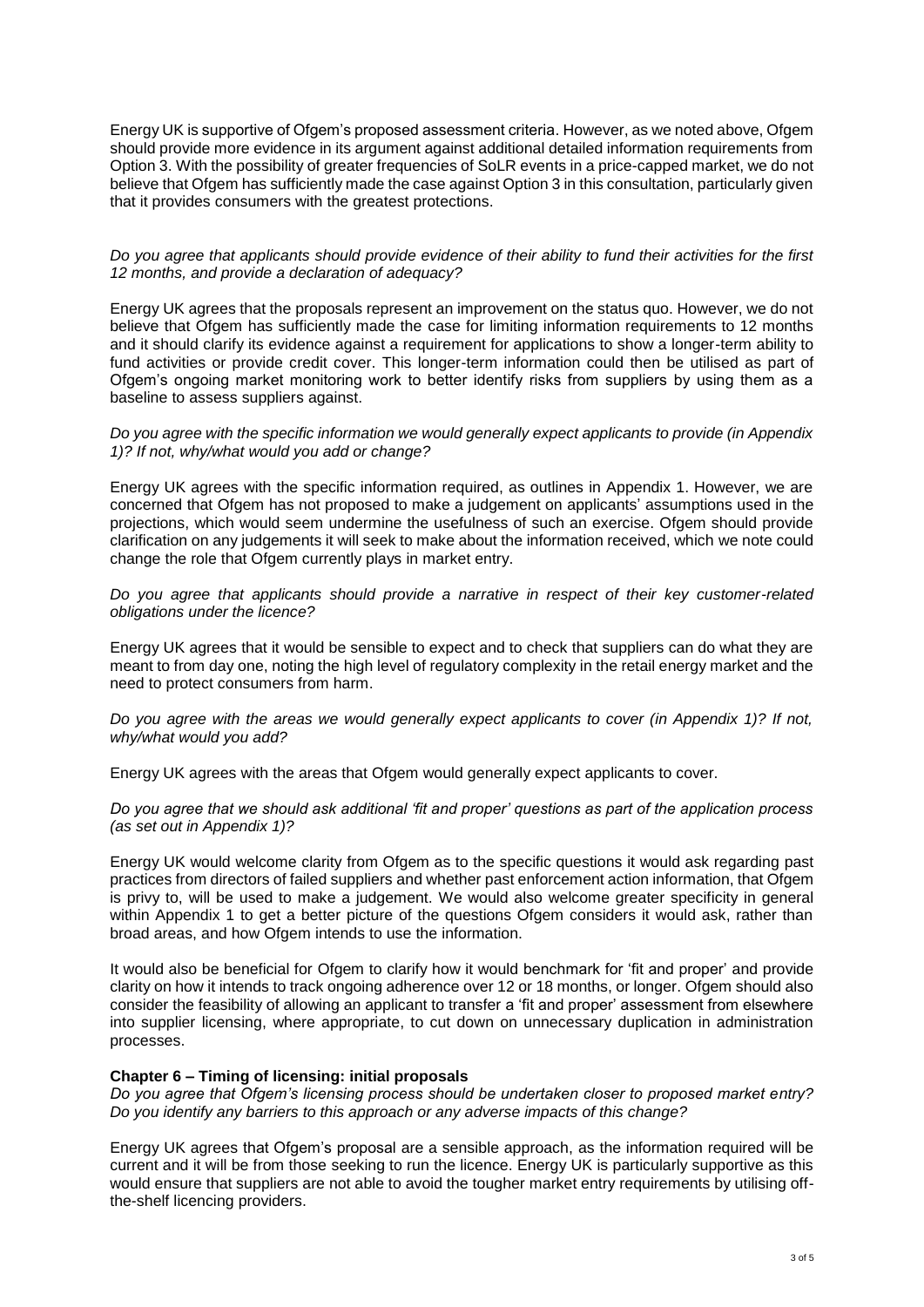Energy UK is supportive of Ofgem's proposed assessment criteria. However, as we noted above, Ofgem should provide more evidence in its argument against additional detailed information requirements from Option 3. With the possibility of greater frequencies of SoLR events in a price-capped market, we do not believe that Ofgem has sufficiently made the case against Option 3 in this consultation, particularly given that it provides consumers with the greatest protections.

*Do you agree that applicants should provide evidence of their ability to fund their activities for the first 12 months, and provide a declaration of adequacy?*

Energy UK agrees that the proposals represent an improvement on the status quo. However, we do not believe that Ofgem has sufficiently made the case for limiting information requirements to 12 months and it should clarify its evidence against a requirement for applications to show a longer-term ability to fund activities or provide credit cover. This longer-term information could then be utilised as part of Ofgem's ongoing market monitoring work to better identify risks from suppliers by using them as a baseline to assess suppliers against.

*Do you agree with the specific information we would generally expect applicants to provide (in Appendix 1)? If not, why/what would you add or change?*

Energy UK agrees with the specific information required, as outlines in Appendix 1. However, we are concerned that Ofgem has not proposed to make a judgement on applicants' assumptions used in the projections, which would seem undermine the usefulness of such an exercise. Ofgem should provide clarification on any judgements it will seek to make about the information received, which we note could change the role that Ofgem currently plays in market entry.

*Do you agree that applicants should provide a narrative in respect of their key customer-related obligations under the licence?*

Energy UK agrees that it would be sensible to expect and to check that suppliers can do what they are meant to from day one, noting the high level of regulatory complexity in the retail energy market and the need to protect consumers from harm.

*Do you agree with the areas we would generally expect applicants to cover (in Appendix 1)? If not, why/what would you add?*

Energy UK agrees with the areas that Ofgem would generally expect applicants to cover.

*Do you agree that we should ask additional 'fit and proper' questions as part of the application process (as set out in Appendix 1)?*

Energy UK would welcome clarity from Ofgem as to the specific questions it would ask regarding past practices from directors of failed suppliers and whether past enforcement action information, that Ofgem is privy to, will be used to make a judgement. We would also welcome greater specificity in general within Appendix 1 to get a better picture of the questions Ofgem considers it would ask, rather than broad areas, and how Ofgem intends to use the information.

It would also be beneficial for Ofgem to clarify how it would benchmark for 'fit and proper' and provide clarity on how it intends to track ongoing adherence over 12 or 18 months, or longer. Ofgem should also consider the feasibility of allowing an applicant to transfer a 'fit and proper' assessment from elsewhere into supplier licensing, where appropriate, to cut down on unnecessary duplication in administration processes.

**Chapter 6 – Timing of licensing: initial proposals**

*Do you agree that Ofgem's licensing process should be undertaken closer to proposed market entry? Do you identify any barriers to this approach or any adverse impacts of this change?*

Energy UK agrees that Ofgem's proposal are a sensible approach, as the information required will be current and it will be from those seeking to run the licence. Energy UK is particularly supportive as this would ensure that suppliers are not able to avoid the tougher market entry requirements by utilising off-the-shelf licencing providers.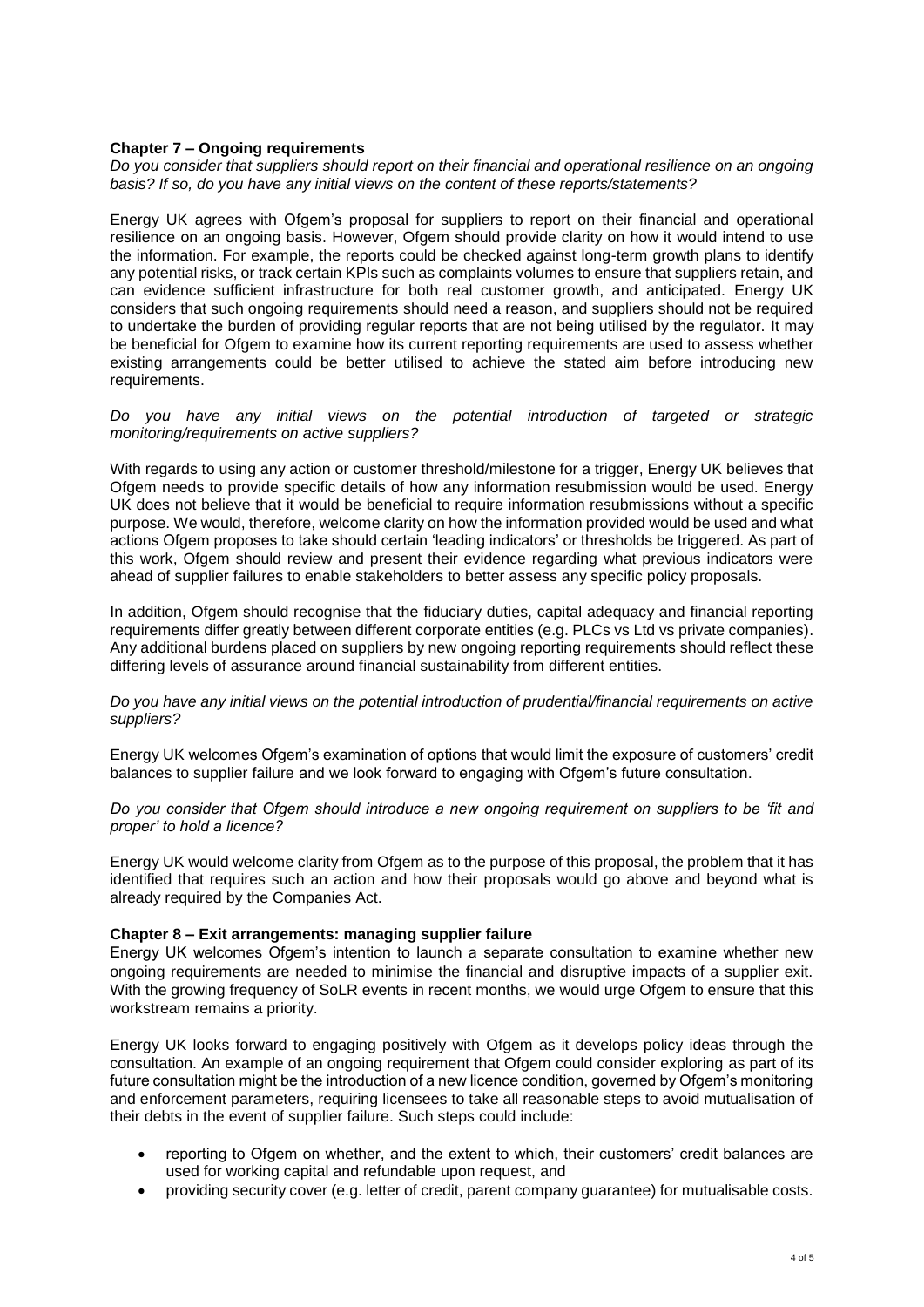**Chapter 7 – Ongoing requirements**

*Do you consider that suppliers should report on their financial and operational resilience on an ongoing basis? If so, do you have any initial views on the content of these reports/statements?*

Energy UK agrees with Ofgem's proposal for suppliers to report on their financial and operational resilience on an ongoing basis. However, Ofgem should provide clarity on how it would intend to use the information. For example, the reports could be checked against long-term growth plans to identify any potential risks, or track certain KPIs such as complaints volumes to ensure that suppliers retain, and can evidence sufficient infrastructure for both real customer growth, and anticipated. Energy UK considers that such ongoing requirements should need a reason, and suppliers should not be required to undertake the burden of providing regular reports that are not being utilised by the regulator. It may be beneficial for Ofgem to examine how its current reporting requirements are used to assess whether existing arrangements could be better utilised to achieve the stated aim before introducing new requirements.

*Do you have any initial views on the potential introduction of targeted or strategic monitoring/requirements on active suppliers?*

With regards to using any action or customer threshold/milestone for a trigger, Energy UK believes that Ofgem needs to provide specific details of how any information resubmission would be used. Energy UK does not believe that it would be beneficial to require information resubmissions without a specific purpose. We would, therefore, welcome clarity on how the information provided would be used and what actions Ofgem proposes to take should certain 'leading indicators' or thresholds be triggered. As part of this work, Ofgem should review and present their evidence regarding what previous indicators were ahead of supplier failures to enable stakeholders to better assess any specific policy proposals.

In addition, Ofgem should recognise that the fiduciary duties, capital adequacy and financial reporting requirements differ greatly between different corporate entities (e.g. PLCs vs Ltd vs private companies). Any additional burdens placed on suppliers by new ongoing reporting requirements should reflect these differing levels of assurance around financial sustainability from different entities.

*Do you have any initial views on the potential introduction of prudential/financial requirements on active suppliers?*

Energy UK welcomes Ofgem's examination of options that would limit the exposure of customers' credit balances to supplier failure and we look forward to engaging with Ofgem's future consultation.

*Do you consider that Ofgem should introduce a new ongoing requirement on suppliers to be 'fit and proper' to hold a licence?*

Energy UK would welcome clarity from Ofgem as to the purpose of this proposal, the problem that it has identified that requires such an action and how their proposals would go above and beyond what is already required by the Companies Act.

**Chapter 8 – Exit arrangements: managing supplier failure**

Energy UK welcomes Ofgem's intention to launch a separate consultation to examine whether new ongoing requirements are needed to minimise the financial and disruptive impacts of a supplier exit. With the growing frequency of SoLR events in recent months, we would urge Ofgem to ensure that this workstream remains a priority.

Energy UK looks forward to engaging positively with Ofgem as it develops policy ideas through the consultation. An example of an ongoing requirement that Ofgem could consider exploring as part of its future consultation might be the introduction of a new licence condition, governed by Ofgem's monitoring and enforcement parameters, requiring licensees to take all reasonable steps to avoid mutualisation of their debts in the event of supplier failure. Such steps could include:

- reporting to Ofgem on whether, and the extent to which, their customers' credit balances are used for working capital and refundable upon request, and
- providing security cover (e.g. letter of credit, parent company guarantee) for mutualisable costs.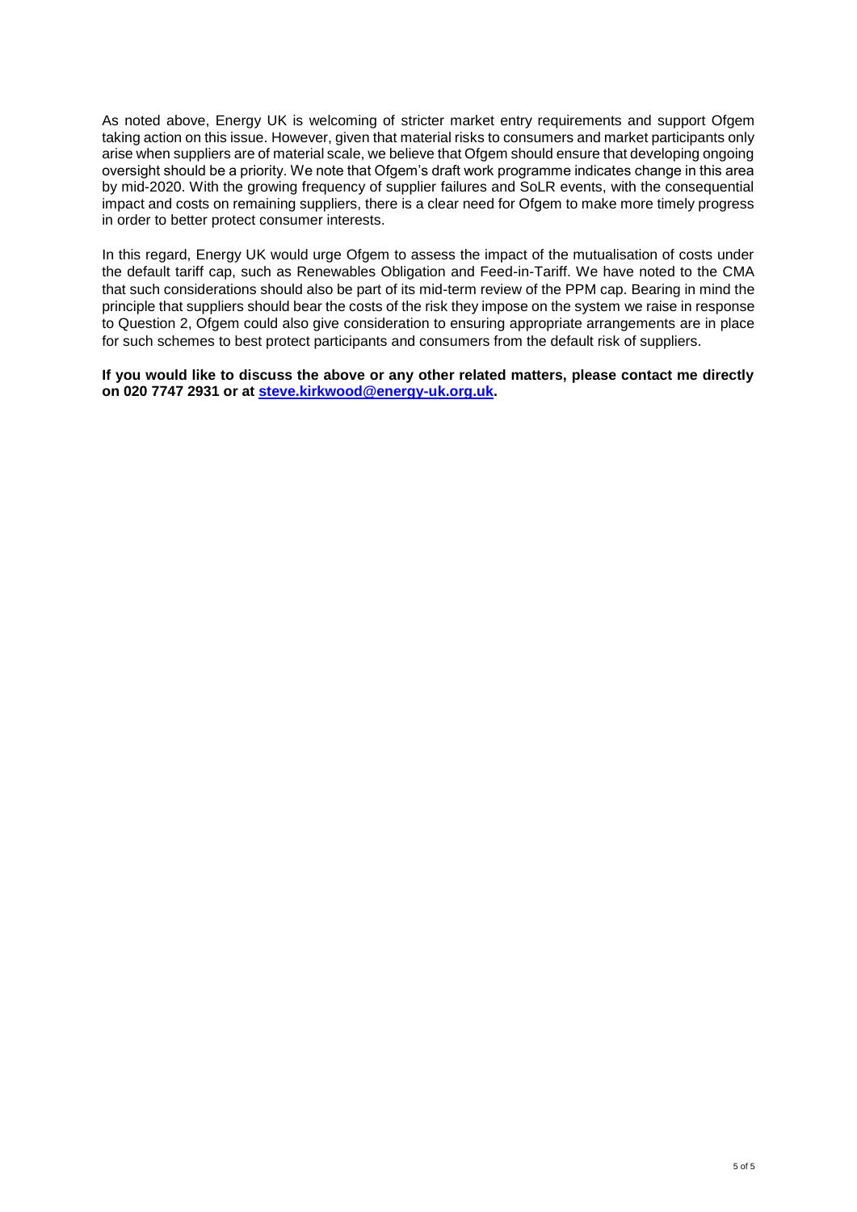As noted above, Energy UK is welcoming of stricter market entry requirements and support Ofgem taking action on this issue. However, given that material risks to consumers and market participants only arise when suppliers are of material scale, we believe that Ofgem should ensure that developing ongoing oversight should be a priority. We note that Ofgem's draft work programme indicates change in this area by mid-2020. With the growing frequency of supplier failures and SoLR events, with the consequential impact and costs on remaining suppliers, there is a clear need for Ofgem to make more timely progress in order to better protect consumer interests.

In this regard, Energy UK would urge Ofgem to assess the impact of the mutualisation of costs under the default tariff cap, such as Renewables Obligation and Feed-in-Tariff. We have noted to the CMA that such considerations should also be part of its mid-term review of the PPM cap. Bearing in mind the principle that suppliers should bear the costs of the risk they impose on the system we raise in response to Question 2, Ofgem could also give consideration to ensuring appropriate arrangements are in place for such schemes to best protect participants and consumers from the default risk of suppliers.

**If you would like to discuss the above or any other related matters, please contact me directly on 020 7747 2931 or at [steve.kirkwood@energy-uk.org.uk](mailto:steve.kirkwood@energy-uk.org.uk).**